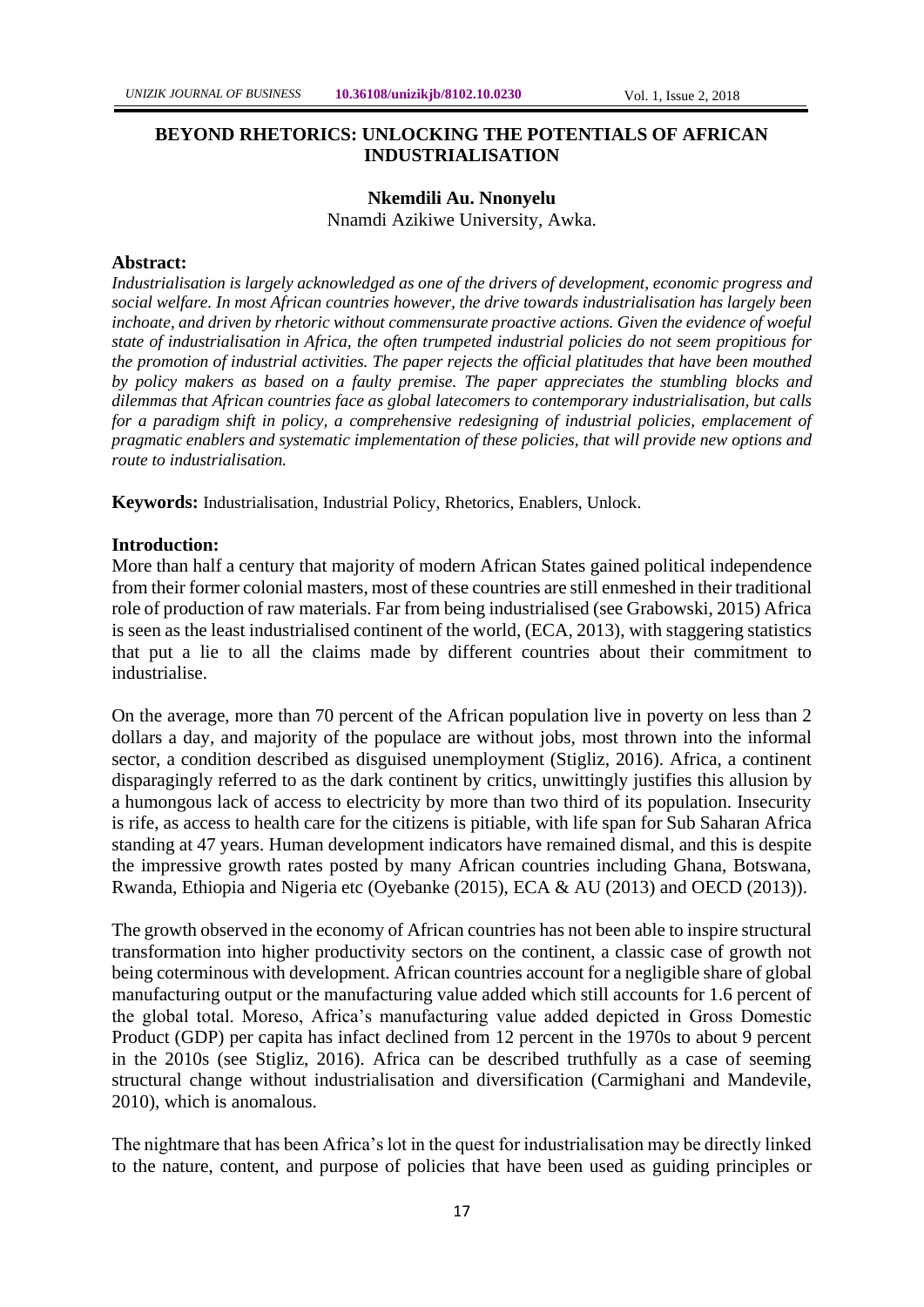# BEYOND RHETORICS: UNLOCKING THE POTENTIALS OF AFRICAN INDUSTRIALISATION

**Nkemdili Au. Nnonyelu**

Nnamdi Azikiwe University, Awka.

**Abstract:**

*Industrialisation is largely acknowledged as one of the drivers of development, economic progress and social welfare. In most African countries however, the drive towards industrialisation has largely been inchoate, and driven by rhetoric without commensurate proactive actions. Given the evidence of woeful state of industrialisation in Africa, the often trumpeted industrial policies do not seem propitious for the promotion of industrial activities. The paper rejects the official platitudes that have been mouthed by policy makers as based on a faulty premise. The paper appreciates the stumbling blocks and dilemmas that African countries face as global latecomers to contemporary industrialisation, but calls for a paradigm shift in policy, a comprehensive redesigning of industrial policies, emplacement of pragmatic enablers and systematic implementation of these policies, that will provide new options and route to industrialisation.*

**Keywords:** Industrialisation, Industrial Policy, Rhetorics, Enablers, Unlock.

## Introduction:

More than half a century that majority of modern African States gained political independence from their former colonial masters, most of these countries are still enmeshed in their traditional role of production of raw materials. Far from being industrialised (see Grabowski, 2015) Africa is seen as the least industrialised continent of the world, (ECA, 2013), with staggering statistics that put a lie to all the claims made by different countries about their commitment to industrialise.

On the average, more than 70 percent of the African population live in poverty on less than 2 dollars a day, and majority of the populace are without jobs, most thrown into the informal sector, a condition described as disguised unemployment (Stigliz, 2016). Africa, a continent disparagingly referred to as the dark continent by critics, unwittingly justifies this allusion by a humongous lack of access to electricity by more than two third of its population. Insecurity is rife, as access to health care for the citizens is pitiable, with life span for Sub Saharan Africa standing at 47 years. Human development indicators have remained dismal, and this is despite the impressive growth rates posted by many African countries including Ghana, Botswana, Rwanda, Ethiopia and Nigeria etc (Oyebanke (2015), ECA & AU (2013) and OECD (2013)).

The growth observed in the economy of African countries has not been able to inspire structural transformation into higher productivity sectors on the continent, a classic case of growth not being coterminous with development. African countries account for a negligible share of global manufacturing output or the manufacturing value added which still accounts for 1.6 percent of the global total. Moreso, Africa's manufacturing value added depicted in Gross Domestic Product (GDP) per capita has infact declined from 12 percent in the 1970s to about 9 percent in the 2010s (see Stigliz, 2016). Africa can be described truthfully as a case of seeming structural change without industrialisation and diversification (Carmighani and Mandevile, 2010), which is anomalous.

The nightmare that has been Africa's lot in the quest for industrialisation may be directly linked to the nature, content, and purpose of policies that have been used as guiding principles or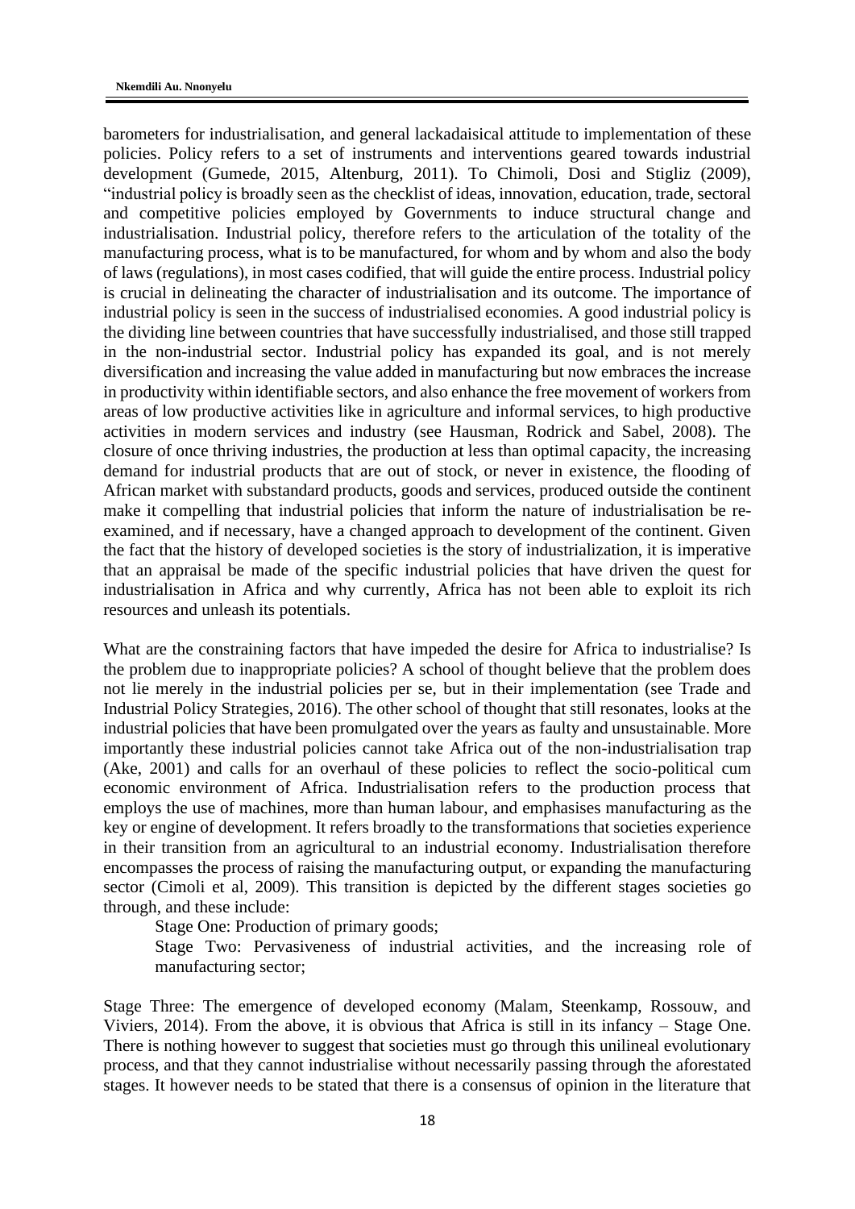barometers for industrialisation, and general lackadaisical attitude to implementation of these policies. Policy refers to a set of instruments and interventions geared towards industrial development (Gumede, 2015, Altenburg, 2011). To Chimoli, Dosi and Stigliz (2009), "industrial policy is broadly seen as the checklist of ideas, innovation, education, trade, sectoral and competitive policies employed by Governments to induce structural change and industrialisation. Industrial policy, therefore refers to the articulation of the totality of the manufacturing process, what is to be manufactured, for whom and by whom and also the body of laws (regulations), in most cases codified, that will guide the entire process. Industrial policy is crucial in delineating the character of industrialisation and its outcome. The importance of industrial policy is seen in the success of industrialised economies. A good industrial policy is the dividing line between countries that have successfully industrialised, and those still trapped in the non-industrial sector. Industrial policy has expanded its goal, and is not merely diversification and increasing the value added in manufacturing but now embraces the increase in productivity within identifiable sectors, and also enhance the free movement of workers from areas of low productive activities like in agriculture and informal services, to high productive activities in modern services and industry (see Hausman, Rodrick and Sabel, 2008). The closure of once thriving industries, the production at less than optimal capacity, the increasing demand for industrial products that are out of stock, or never in existence, the flooding of African market with substandard products, goods and services, produced outside the continent make it compelling that industrial policies that inform the nature of industrialisation be re-examined, and if necessary, have a changed approach to development of the continent. Given the fact that the history of developed societies is the story of industrialization, it is imperative that an appraisal be made of the specific industrial policies that have driven the quest for industrialisation in Africa and why currently, Africa has not been able to exploit its rich resources and unleash its potentials.

What are the constraining factors that have impeded the desire for Africa to industrialise? Is the problem due to inappropriate policies? A school of thought believe that the problem does not lie merely in the industrial policies per se, but in their implementation (see Trade and Industrial Policy Strategies, 2016). The other school of thought that still resonates, looks at the industrial policies that have been promulgated over the years as faulty and unsustainable. More importantly these industrial policies cannot take Africa out of the non-industrialisation trap (Ake, 2001) and calls for an overhaul of these policies to reflect the socio-political cum economic environment of Africa. Industrialisation refers to the production process that employs the use of machines, more than human labour, and emphasises manufacturing as the key or engine of development. It refers broadly to the transformations that societies experience in their transition from an agricultural to an industrial economy. Industrialisation therefore encompasses the process of raising the manufacturing output, or expanding the manufacturing sector (Cimoli et al, 2009). This transition is depicted by the different stages societies go through, and these include:

Stage One: Production of primary goods;

Stage Two: Pervasiveness of industrial activities, and the increasing role of manufacturing sector;

Stage Three: The emergence of developed economy (Malam, Steenkamp, Rossouw, and Viviers, 2014). From the above, it is obvious that Africa is still in its infancy – Stage One. There is nothing however to suggest that societies must go through this unilineal evolutionary process, and that they cannot industrialise without necessarily passing through the aforestated stages. It however needs to be stated that there is a consensus of opinion in the literature that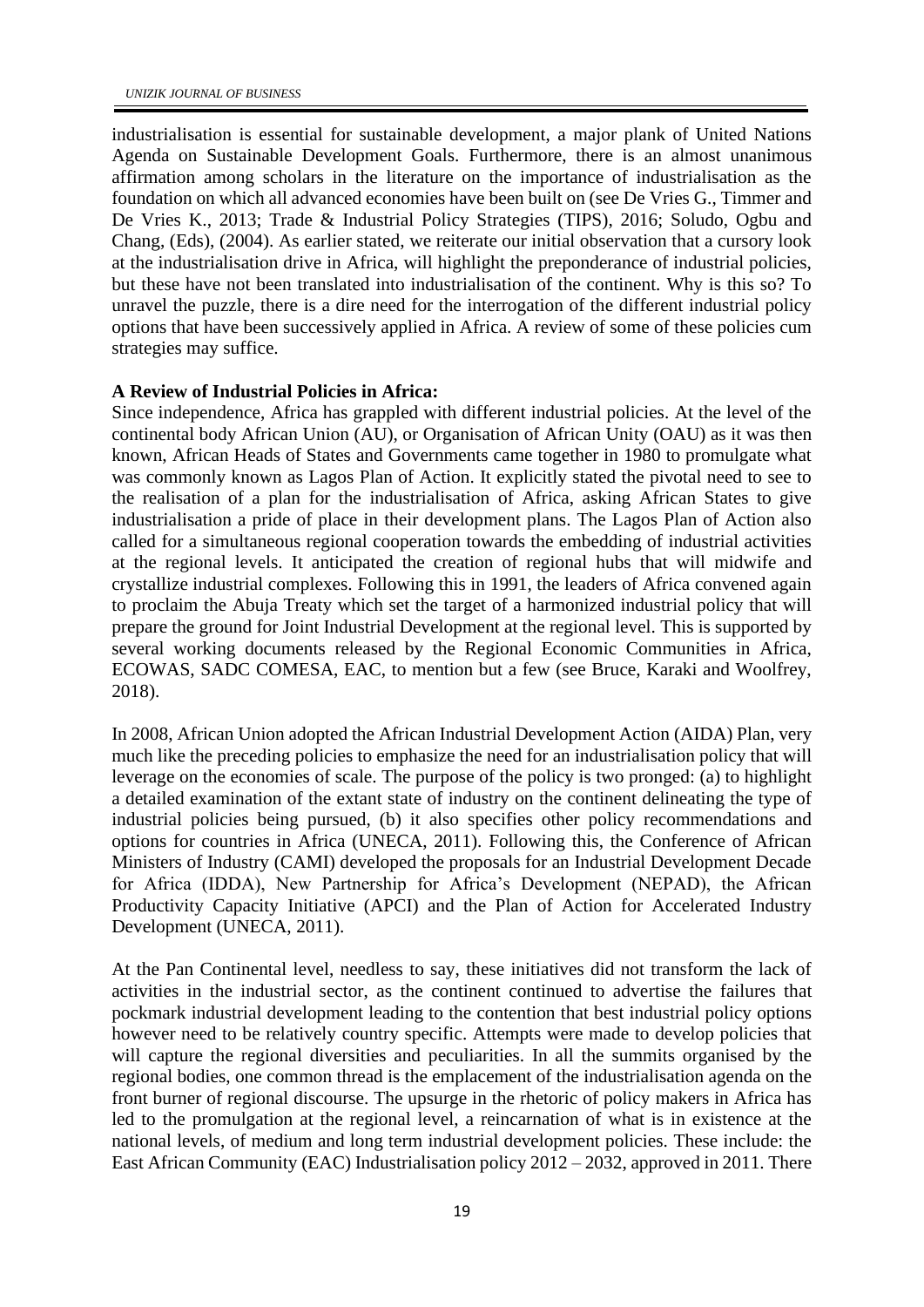industrialisation is essential for sustainable development, a major plank of United Nations Agenda on Sustainable Development Goals. Furthermore, there is an almost unanimous affirmation among scholars in the literature on the importance of industrialisation as the foundation on which all advanced economies have been built on (see De Vries G., Timmer and De Vries K., 2013; Trade & Industrial Policy Strategies (TIPS), 2016; Soludo, Ogbu and Chang, (Eds), (2004). As earlier stated, we reiterate our initial observation that a cursory look at the industrialisation drive in Africa, will highlight the preponderance of industrial policies, but these have not been translated into industrialisation of the continent. Why is this so? To unravel the puzzle, there is a dire need for the interrogation of the different industrial policy options that have been successively applied in Africa. A review of some of these policies cum strategies may suffice.

**A Review of Industrial Policies in Africa:**

Since independence, Africa has grappled with different industrial policies. At the level of the continental body African Union (AU), or Organisation of African Unity (OAU) as it was then known, African Heads of States and Governments came together in 1980 to promulgate what was commonly known as Lagos Plan of Action. It explicitly stated the pivotal need to see to the realisation of a plan for the industrialisation of Africa, asking African States to give industrialisation a pride of place in their development plans. The Lagos Plan of Action also called for a simultaneous regional cooperation towards the embedding of industrial activities at the regional levels. It anticipated the creation of regional hubs that will midwife and crystallize industrial complexes. Following this in 1991, the leaders of Africa convened again to proclaim the Abuja Treaty which set the target of a harmonized industrial policy that will prepare the ground for Joint Industrial Development at the regional level. This is supported by several working documents released by the Regional Economic Communities in Africa, ECOWAS, SADC COMESA, EAC, to mention but a few (see Bruce, Karaki and Woolfrey, 2018).

In 2008, African Union adopted the African Industrial Development Action (AIDA) Plan, very much like the preceding policies to emphasize the need for an industrialisation policy that will leverage on the economies of scale. The purpose of the policy is two pronged: (a) to highlight a detailed examination of the extant state of industry on the continent delineating the type of industrial policies being pursued, (b) it also specifies other policy recommendations and options for countries in Africa (UNECA, 2011). Following this, the Conference of African Ministers of Industry (CAMI) developed the proposals for an Industrial Development Decade for Africa (IDDA), New Partnership for Africa's Development (NEPAD), the African Productivity Capacity Initiative (APCI) and the Plan of Action for Accelerated Industry Development (UNECA, 2011).

At the Pan Continental level, needless to say, these initiatives did not transform the lack of activities in the industrial sector, as the continent continued to advertise the failures that pockmark industrial development leading to the contention that best industrial policy options however need to be relatively country specific. Attempts were made to develop policies that will capture the regional diversities and peculiarities. In all the summits organised by the regional bodies, one common thread is the emplacement of the industrialisation agenda on the front burner of regional discourse. The upsurge in the rhetoric of policy makers in Africa has led to the promulgation at the regional level, a reincarnation of what is in existence at the national levels, of medium and long term industrial development policies. These include: the East African Community (EAC) Industrialisation policy 2012 – 2032, approved in 2011. There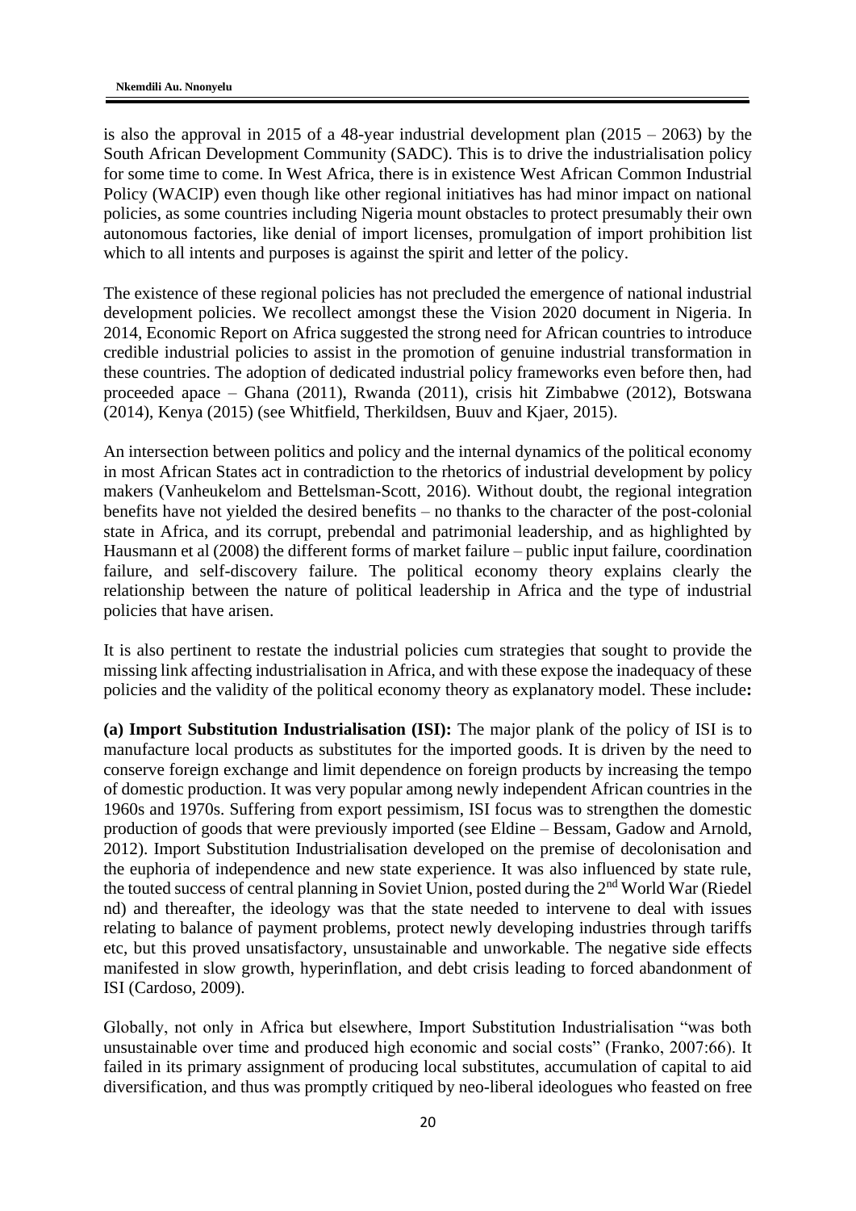is also the approval in 2015 of a 48-year industrial development plan (2015 – 2063) by the South African Development Community (SADC). This is to drive the industrialisation policy for some time to come. In West Africa, there is in existence West African Common Industrial Policy (WACIP) even though like other regional initiatives has had minor impact on national policies, as some countries including Nigeria mount obstacles to protect presumably their own autonomous factories, like denial of import licenses, promulgation of import prohibition list which to all intents and purposes is against the spirit and letter of the policy.

The existence of these regional policies has not precluded the emergence of national industrial development policies. We recollect amongst these the Vision 2020 document in Nigeria. In 2014, Economic Report on Africa suggested the strong need for African countries to introduce credible industrial policies to assist in the promotion of genuine industrial transformation in these countries. The adoption of dedicated industrial policy frameworks even before then, had proceeded apace – Ghana (2011), Rwanda (2011), crisis hit Zimbabwe (2012), Botswana (2014), Kenya (2015) (see Whitfield, Therkildsen, Buuv and Kjaer, 2015).

An intersection between politics and policy and the internal dynamics of the political economy in most African States act in contradiction to the rhetorics of industrial development by policy makers (Vanheukelom and Bettelsman-Scott, 2016). Without doubt, the regional integration benefits have not yielded the desired benefits – no thanks to the character of the post-colonial state in Africa, and its corrupt, prebendal and patrimonial leadership, and as highlighted by Hausmann et al (2008) the different forms of market failure – public input failure, coordination failure, and self-discovery failure. The political economy theory explains clearly the relationship between the nature of political leadership in Africa and the type of industrial policies that have arisen.

It is also pertinent to restate the industrial policies cum strategies that sought to provide the missing link affecting industrialisation in Africa, and with these expose the inadequacy of these policies and the validity of the political economy theory as explanatory model. These include**:**

**(a) Import Substitution Industrialisation (ISI):** The major plank of the policy of ISI is to manufacture local products as substitutes for the imported goods. It is driven by the need to conserve foreign exchange and limit dependence on foreign products by increasing the tempo of domestic production. It was very popular among newly independent African countries in the 1960s and 1970s. Suffering from export pessimism, ISI focus was to strengthen the domestic production of goods that were previously imported (see Eldine – Bessam, Gadow and Arnold, 2012). Import Substitution Industrialisation developed on the premise of decolonisation and the euphoria of independence and new state experience. It was also influenced by state rule, the touted success of central planning in Soviet Union, posted during the 2nd World War (Riedel nd) and thereafter, the ideology was that the state needed to intervene to deal with issues relating to balance of payment problems, protect newly developing industries through tariffs etc, but this proved unsatisfactory, unsustainable and unworkable. The negative side effects manifested in slow growth, hyperinflation, and debt crisis leading to forced abandonment of ISI (Cardoso, 2009).

Globally, not only in Africa but elsewhere, Import Substitution Industrialisation "was both unsustainable over time and produced high economic and social costs" (Franko, 2007:66). It failed in its primary assignment of producing local substitutes, accumulation of capital to aid diversification, and thus was promptly critiqued by neo-liberal ideologues who feasted on free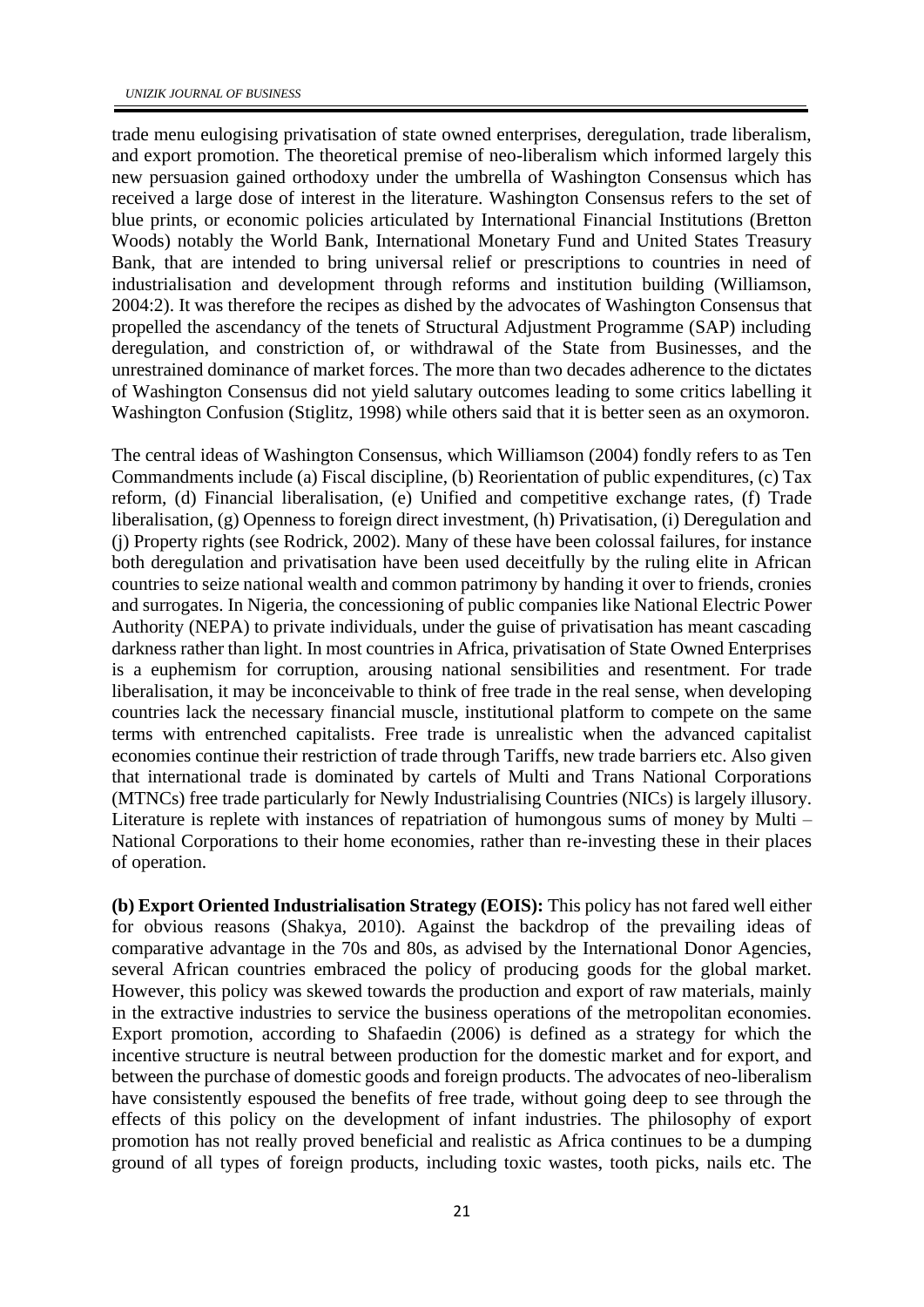trade menu eulogising privatisation of state owned enterprises, deregulation, trade liberalism, and export promotion. The theoretical premise of neo-liberalism which informed largely this new persuasion gained orthodoxy under the umbrella of Washington Consensus which has received a large dose of interest in the literature. Washington Consensus refers to the set of blue prints, or economic policies articulated by International Financial Institutions (Bretton Woods) notably the World Bank, International Monetary Fund and United States Treasury Bank, that are intended to bring universal relief or prescriptions to countries in need of industrialisation and development through reforms and institution building (Williamson, 2004:2). It was therefore the recipes as dished by the advocates of Washington Consensus that propelled the ascendancy of the tenets of Structural Adjustment Programme (SAP) including deregulation, and constriction of, or withdrawal of the State from Businesses, and the unrestrained dominance of market forces. The more than two decades adherence to the dictates of Washington Consensus did not yield salutary outcomes leading to some critics labelling it Washington Confusion (Stiglitz, 1998) while others said that it is better seen as an oxymoron.

The central ideas of Washington Consensus, which Williamson (2004) fondly refers to as Ten Commandments include (a) Fiscal discipline, (b) Reorientation of public expenditures, (c) Tax reform, (d) Financial liberalisation, (e) Unified and competitive exchange rates, (f) Trade liberalisation, (g) Openness to foreign direct investment, (h) Privatisation, (i) Deregulation and (j) Property rights (see Rodrick, 2002). Many of these have been colossal failures, for instance both deregulation and privatisation have been used deceitfully by the ruling elite in African countries to seize national wealth and common patrimony by handing it over to friends, cronies and surrogates. In Nigeria, the concessioning of public companies like National Electric Power Authority (NEPA) to private individuals, under the guise of privatisation has meant cascading darkness rather than light. In most countries in Africa, privatisation of State Owned Enterprises is a euphemism for corruption, arousing national sensibilities and resentment. For trade liberalisation, it may be inconceivable to think of free trade in the real sense, when developing countries lack the necessary financial muscle, institutional platform to compete on the same terms with entrenched capitalists. Free trade is unrealistic when the advanced capitalist economies continue their restriction of trade through Tariffs, new trade barriers etc. Also given that international trade is dominated by cartels of Multi and Trans National Corporations (MTNCs) free trade particularly for Newly Industrialising Countries (NICs) is largely illusory. Literature is replete with instances of repatriation of humongous sums of money by Multi – National Corporations to their home economies, rather than re-investing these in their places of operation.

**(b) Export Oriented Industrialisation Strategy (EOIS):** This policy has not fared well either for obvious reasons (Shakya, 2010). Against the backdrop of the prevailing ideas of comparative advantage in the 70s and 80s, as advised by the International Donor Agencies, several African countries embraced the policy of producing goods for the global market. However, this policy was skewed towards the production and export of raw materials, mainly in the extractive industries to service the business operations of the metropolitan economies. Export promotion, according to Shafaedin (2006) is defined as a strategy for which the incentive structure is neutral between production for the domestic market and for export, and between the purchase of domestic goods and foreign products. The advocates of neo-liberalism have consistently espoused the benefits of free trade, without going deep to see through the effects of this policy on the development of infant industries. The philosophy of export promotion has not really proved beneficial and realistic as Africa continues to be a dumping ground of all types of foreign products, including toxic wastes, tooth picks, nails etc. The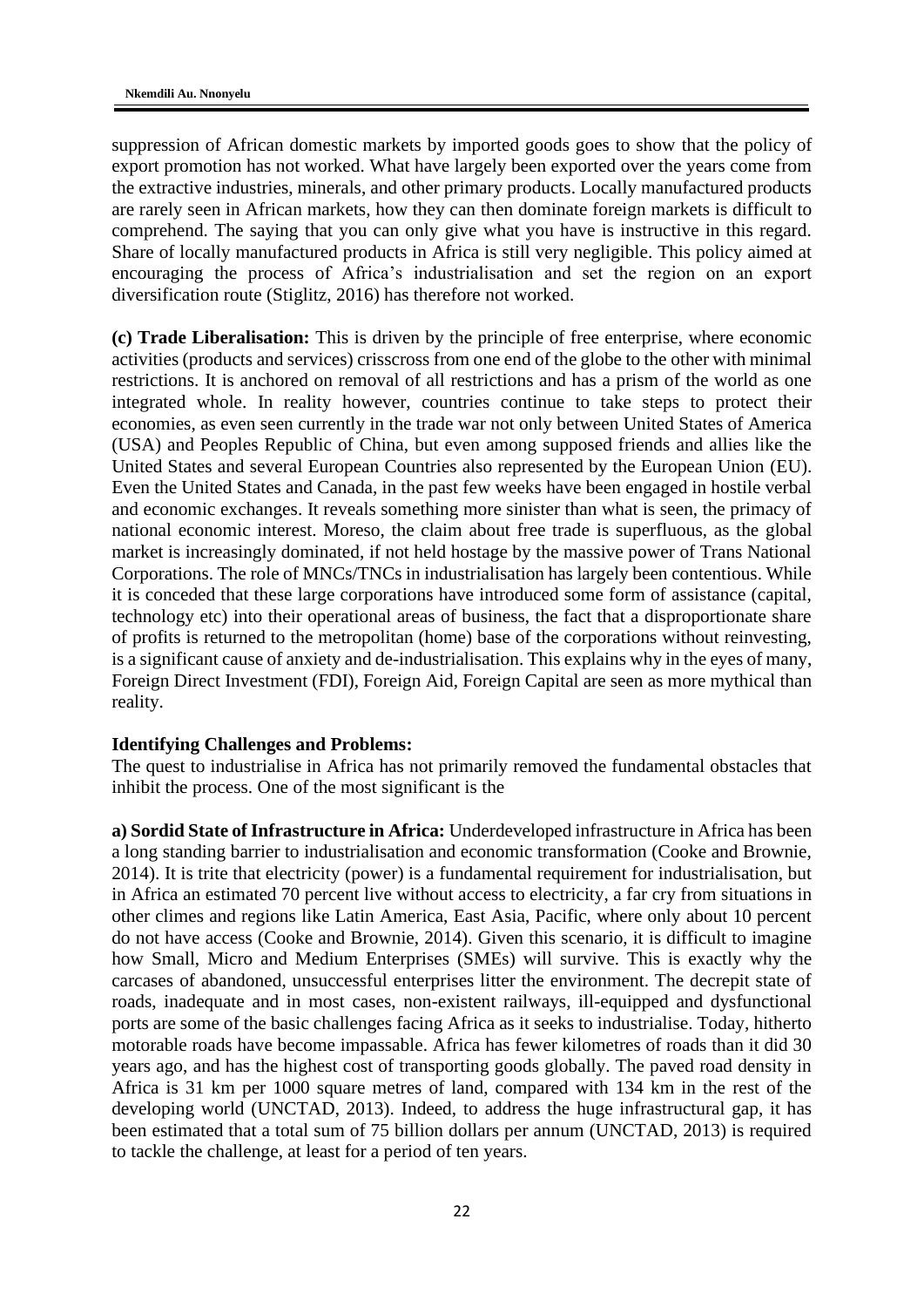suppression of African domestic markets by imported goods goes to show that the policy of export promotion has not worked. What have largely been exported over the years come from the extractive industries, minerals, and other primary products. Locally manufactured products are rarely seen in African markets, how they can then dominate foreign markets is difficult to comprehend. The saying that you can only give what you have is instructive in this regard. Share of locally manufactured products in Africa is still very negligible. This policy aimed at encouraging the process of Africa's industrialisation and set the region on an export diversification route (Stiglitz, 2016) has therefore not worked.

**(c) Trade Liberalisation:** This is driven by the principle of free enterprise, where economic activities (products and services) crisscross from one end of the globe to the other with minimal restrictions. It is anchored on removal of all restrictions and has a prism of the world as one integrated whole. In reality however, countries continue to take steps to protect their economies, as even seen currently in the trade war not only between United States of America (USA) and Peoples Republic of China, but even among supposed friends and allies like the United States and several European Countries also represented by the European Union (EU). Even the United States and Canada, in the past few weeks have been engaged in hostile verbal and economic exchanges. It reveals something more sinister than what is seen, the primacy of national economic interest. Moreso, the claim about free trade is superfluous, as the global market is increasingly dominated, if not held hostage by the massive power of Trans National Corporations. The role of MNCs/TNCs in industrialisation has largely been contentious. While it is conceded that these large corporations have introduced some form of assistance (capital, technology etc) into their operational areas of business, the fact that a disproportionate share of profits is returned to the metropolitan (home) base of the corporations without reinvesting, is a significant cause of anxiety and de-industrialisation. This explains why in the eyes of many, Foreign Direct Investment (FDI), Foreign Aid, Foreign Capital are seen as more mythical than reality.

**Identifying Challenges and Problems:**

The quest to industrialise in Africa has not primarily removed the fundamental obstacles that inhibit the process. One of the most significant is the

**a) Sordid State of Infrastructure in Africa:** Underdeveloped infrastructure in Africa has been a long standing barrier to industrialisation and economic transformation (Cooke and Brownie, 2014). It is trite that electricity (power) is a fundamental requirement for industrialisation, but in Africa an estimated 70 percent live without access to electricity, a far cry from situations in other climes and regions like Latin America, East Asia, Pacific, where only about 10 percent do not have access (Cooke and Brownie, 2014). Given this scenario, it is difficult to imagine how Small, Micro and Medium Enterprises (SMEs) will survive. This is exactly why the carcases of abandoned, unsuccessful enterprises litter the environment. The decrepit state of roads, inadequate and in most cases, non-existent railways, ill-equipped and dysfunctional ports are some of the basic challenges facing Africa as it seeks to industrialise. Today, hitherto motorable roads have become impassable. Africa has fewer kilometres of roads than it did 30 years ago, and has the highest cost of transporting goods globally. The paved road density in Africa is 31 km per 1000 square metres of land, compared with 134 km in the rest of the developing world (UNCTAD, 2013). Indeed, to address the huge infrastructural gap, it has been estimated that a total sum of 75 billion dollars per annum (UNCTAD, 2013) is required to tackle the challenge, at least for a period of ten years.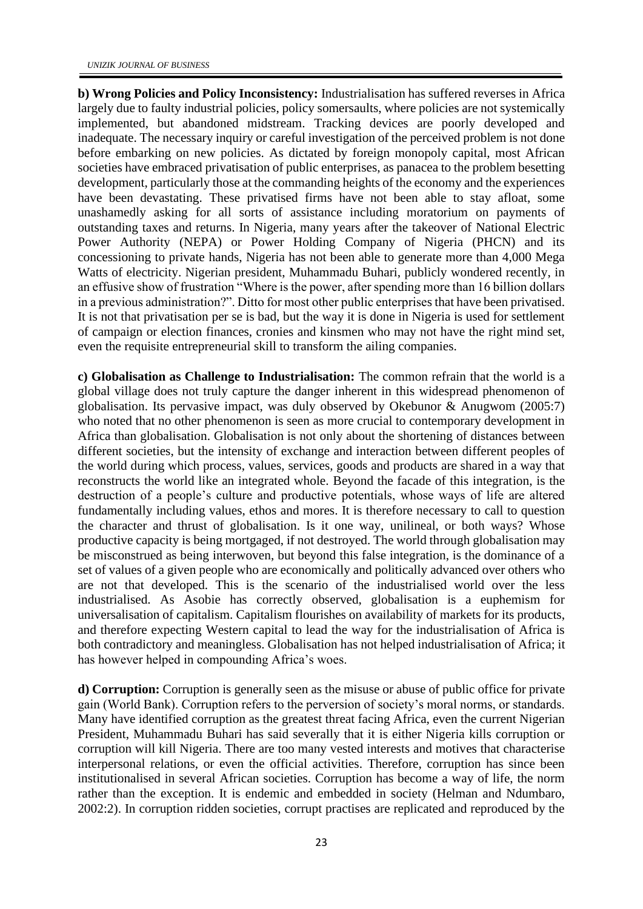**b) Wrong Policies and Policy Inconsistency:** Industrialisation has suffered reverses in Africa largely due to faulty industrial policies, policy somersaults, where policies are not systemically implemented, but abandoned midstream. Tracking devices are poorly developed and inadequate. The necessary inquiry or careful investigation of the perceived problem is not done before embarking on new policies. As dictated by foreign monopoly capital, most African societies have embraced privatisation of public enterprises, as panacea to the problem besetting development, particularly those at the commanding heights of the economy and the experiences have been devastating. These privatised firms have not been able to stay afloat, some unashamedly asking for all sorts of assistance including moratorium on payments of outstanding taxes and returns. In Nigeria, many years after the takeover of National Electric Power Authority (NEPA) or Power Holding Company of Nigeria (PHCN) and its concessioning to private hands, Nigeria has not been able to generate more than 4,000 Mega Watts of electricity. Nigerian president, Muhammadu Buhari, publicly wondered recently, in an effusive show of frustration "Where is the power, after spending more than 16 billion dollars in a previous administration?". Ditto for most other public enterprises that have been privatised. It is not that privatisation per se is bad, but the way it is done in Nigeria is used for settlement of campaign or election finances, cronies and kinsmen who may not have the right mind set, even the requisite entrepreneurial skill to transform the ailing companies.

**c) Globalisation as Challenge to Industrialisation:** The common refrain that the world is a global village does not truly capture the danger inherent in this widespread phenomenon of globalisation. Its pervasive impact, was duly observed by Okebunor & Anugwom (2005:7) who noted that no other phenomenon is seen as more crucial to contemporary development in Africa than globalisation. Globalisation is not only about the shortening of distances between different societies, but the intensity of exchange and interaction between different peoples of the world during which process, values, services, goods and products are shared in a way that reconstructs the world like an integrated whole. Beyond the facade of this integration, is the destruction of a people's culture and productive potentials, whose ways of life are altered fundamentally including values, ethos and mores. It is therefore necessary to call to question the character and thrust of globalisation. Is it one way, unilineal, or both ways? Whose productive capacity is being mortgaged, if not destroyed. The world through globalisation may be misconstrued as being interwoven, but beyond this false integration, is the dominance of a set of values of a given people who are economically and politically advanced over others who are not that developed. This is the scenario of the industrialised world over the less industrialised. As Asobie has correctly observed, globalisation is a euphemism for universalisation of capitalism. Capitalism flourishes on availability of markets for its products, and therefore expecting Western capital to lead the way for the industrialisation of Africa is both contradictory and meaningless. Globalisation has not helped industrialisation of Africa; it has however helped in compounding Africa's woes.

**d) Corruption:** Corruption is generally seen as the misuse or abuse of public office for private gain (World Bank). Corruption refers to the perversion of society's moral norms, or standards. Many have identified corruption as the greatest threat facing Africa, even the current Nigerian President, Muhammadu Buhari has said severally that it is either Nigeria kills corruption or corruption will kill Nigeria. There are too many vested interests and motives that characterise interpersonal relations, or even the official activities. Therefore, corruption has since been institutionalised in several African societies. Corruption has become a way of life, the norm rather than the exception. It is endemic and embedded in society (Helman and Ndumbaro, 2002:2). In corruption ridden societies, corrupt practises are replicated and reproduced by the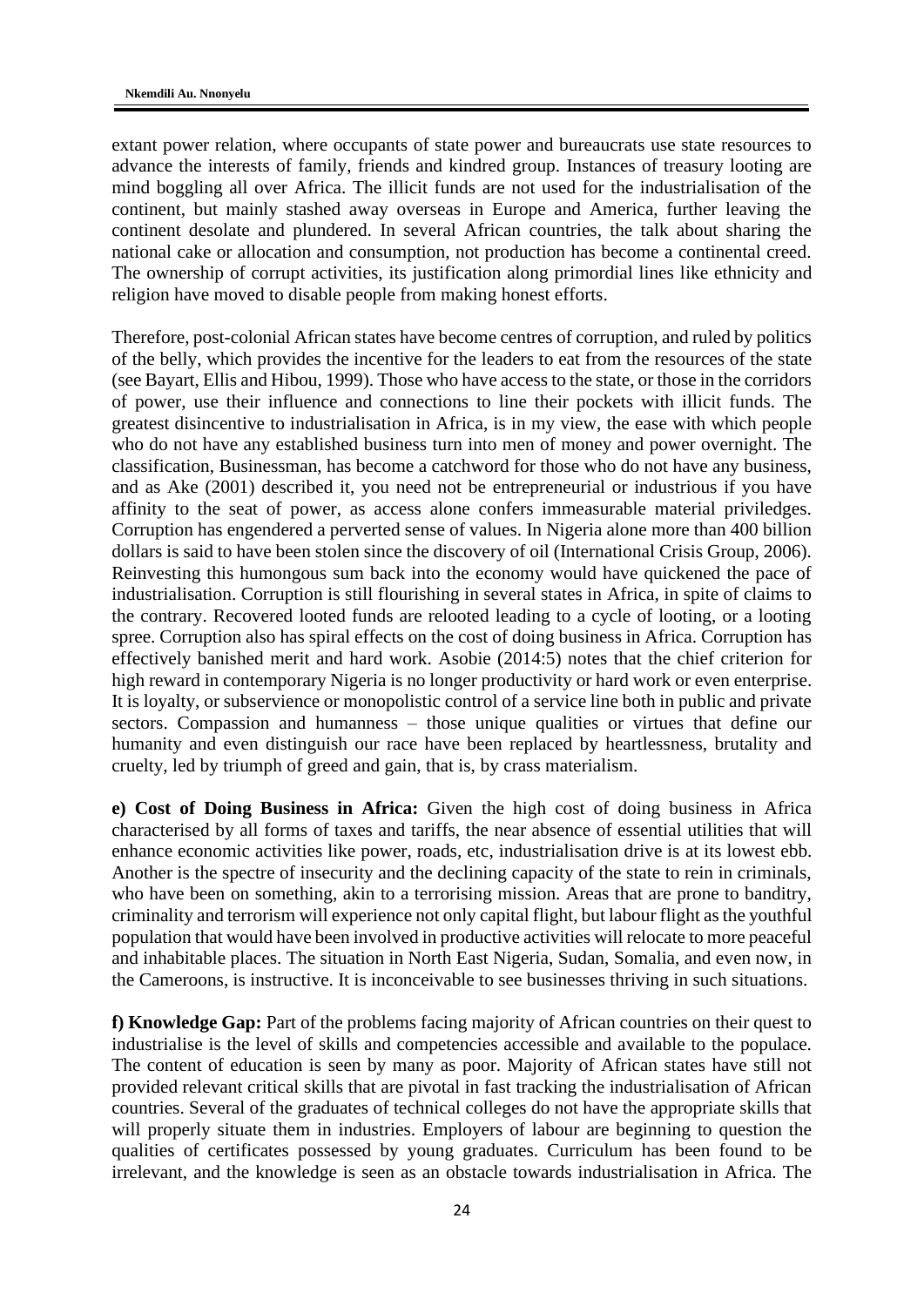extant power relation, where occupants of state power and bureaucrats use state resources to advance the interests of family, friends and kindred group. Instances of treasury looting are mind boggling all over Africa. The illicit funds are not used for the industrialisation of the continent, but mainly stashed away overseas in Europe and America, further leaving the continent desolate and plundered. In several African countries, the talk about sharing the national cake or allocation and consumption, not production has become a continental creed. The ownership of corrupt activities, its justification along primordial lines like ethnicity and religion have moved to disable people from making honest efforts.

Therefore, post-colonial African states have become centres of corruption, and ruled by politics of the belly, which provides the incentive for the leaders to eat from the resources of the state (see Bayart, Ellis and Hibou, 1999). Those who have access to the state, or those in the corridors of power, use their influence and connections to line their pockets with illicit funds. The greatest disincentive to industrialisation in Africa, is in my view, the ease with which people who do not have any established business turn into men of money and power overnight. The classification, Businessman, has become a catchword for those who do not have any business, and as Ake (2001) described it, you need not be entrepreneurial or industrious if you have affinity to the seat of power, as access alone confers immeasurable material priviledges. Corruption has engendered a perverted sense of values. In Nigeria alone more than 400 billion dollars is said to have been stolen since the discovery of oil (International Crisis Group, 2006). Reinvesting this humongous sum back into the economy would have quickened the pace of industrialisation. Corruption is still flourishing in several states in Africa, in spite of claims to the contrary. Recovered looted funds are relooted leading to a cycle of looting, or a looting spree. Corruption also has spiral effects on the cost of doing business in Africa. Corruption has effectively banished merit and hard work. Asobie (2014:5) notes that the chief criterion for high reward in contemporary Nigeria is no longer productivity or hard work or even enterprise. It is loyalty, or subservience or monopolistic control of a service line both in public and private sectors. Compassion and humanness – those unique qualities or virtues that define our humanity and even distinguish our race have been replaced by heartlessness, brutality and cruelty, led by triumph of greed and gain, that is, by crass materialism.

**e) Cost of Doing Business in Africa:** Given the high cost of doing business in Africa characterised by all forms of taxes and tariffs, the near absence of essential utilities that will enhance economic activities like power, roads, etc, industrialisation drive is at its lowest ebb. Another is the spectre of insecurity and the declining capacity of the state to rein in criminals, who have been on something, akin to a terrorising mission. Areas that are prone to banditry, criminality and terrorism will experience not only capital flight, but labour flight as the youthful population that would have been involved in productive activities will relocate to more peaceful and inhabitable places. The situation in North East Nigeria, Sudan, Somalia, and even now, in the Cameroons, is instructive. It is inconceivable to see businesses thriving in such situations.

**f) Knowledge Gap:** Part of the problems facing majority of African countries on their quest to industrialise is the level of skills and competencies accessible and available to the populace. The content of education is seen by many as poor. Majority of African states have still not provided relevant critical skills that are pivotal in fast tracking the industrialisation of African countries. Several of the graduates of technical colleges do not have the appropriate skills that will properly situate them in industries. Employers of labour are beginning to question the qualities of certificates possessed by young graduates. Curriculum has been found to be irrelevant, and the knowledge is seen as an obstacle towards industrialisation in Africa. The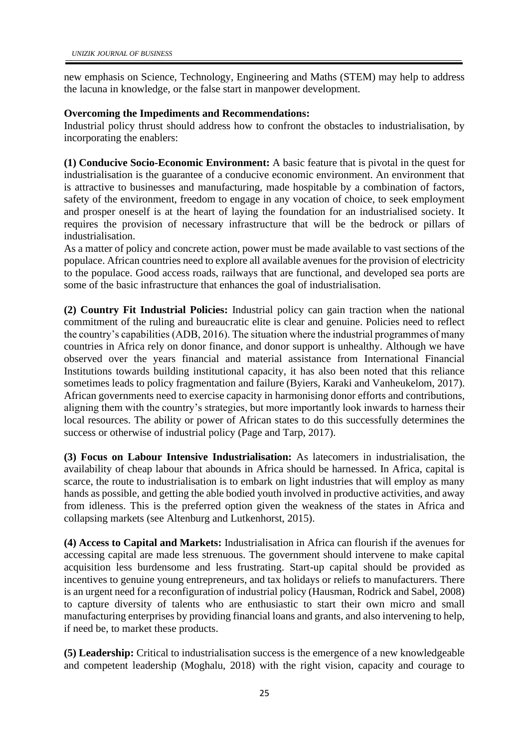new emphasis on Science, Technology, Engineering and Maths (STEM) may help to address the lacuna in knowledge, or the false start in manpower development.

**Overcoming the Impediments and Recommendations:**

Industrial policy thrust should address how to confront the obstacles to industrialisation, by incorporating the enablers:

**(1) Conducive Socio-Economic Environment:** A basic feature that is pivotal in the quest for industrialisation is the guarantee of a conducive economic environment. An environment that is attractive to businesses and manufacturing, made hospitable by a combination of factors, safety of the environment, freedom to engage in any vocation of choice, to seek employment and prosper oneself is at the heart of laying the foundation for an industrialised society. It requires the provision of necessary infrastructure that will be the bedrock or pillars of industrialisation.

As a matter of policy and concrete action, power must be made available to vast sections of the populace. African countries need to explore all available avenues for the provision of electricity to the populace. Good access roads, railways that are functional, and developed sea ports are some of the basic infrastructure that enhances the goal of industrialisation.

**(2) Country Fit Industrial Policies:** Industrial policy can gain traction when the national commitment of the ruling and bureaucratic elite is clear and genuine. Policies need to reflect the country's capabilities (ADB, 2016). The situation where the industrial programmes of many countries in Africa rely on donor finance, and donor support is unhealthy. Although we have observed over the years financial and material assistance from International Financial Institutions towards building institutional capacity, it has also been noted that this reliance sometimes leads to policy fragmentation and failure (Byiers, Karaki and Vanheukelom, 2017). African governments need to exercise capacity in harmonising donor efforts and contributions, aligning them with the country's strategies, but more importantly look inwards to harness their local resources. The ability or power of African states to do this successfully determines the success or otherwise of industrial policy (Page and Tarp, 2017).

**(3) Focus on Labour Intensive Industrialisation:** As latecomers in industrialisation, the availability of cheap labour that abounds in Africa should be harnessed. In Africa, capital is scarce, the route to industrialisation is to embark on light industries that will employ as many hands as possible, and getting the able bodied youth involved in productive activities, and away from idleness. This is the preferred option given the weakness of the states in Africa and collapsing markets (see Altenburg and Lutkenhorst, 2015).

**(4) Access to Capital and Markets:** Industrialisation in Africa can flourish if the avenues for accessing capital are made less strenuous. The government should intervene to make capital acquisition less burdensome and less frustrating. Start-up capital should be provided as incentives to genuine young entrepreneurs, and tax holidays or reliefs to manufacturers. There is an urgent need for a reconfiguration of industrial policy (Hausman, Rodrick and Sabel, 2008) to capture diversity of talents who are enthusiastic to start their own micro and small manufacturing enterprises by providing financial loans and grants, and also intervening to help, if need be, to market these products.

**(5) Leadership:** Critical to industrialisation success is the emergence of a new knowledgeable and competent leadership (Moghalu, 2018) with the right vision, capacity and courage to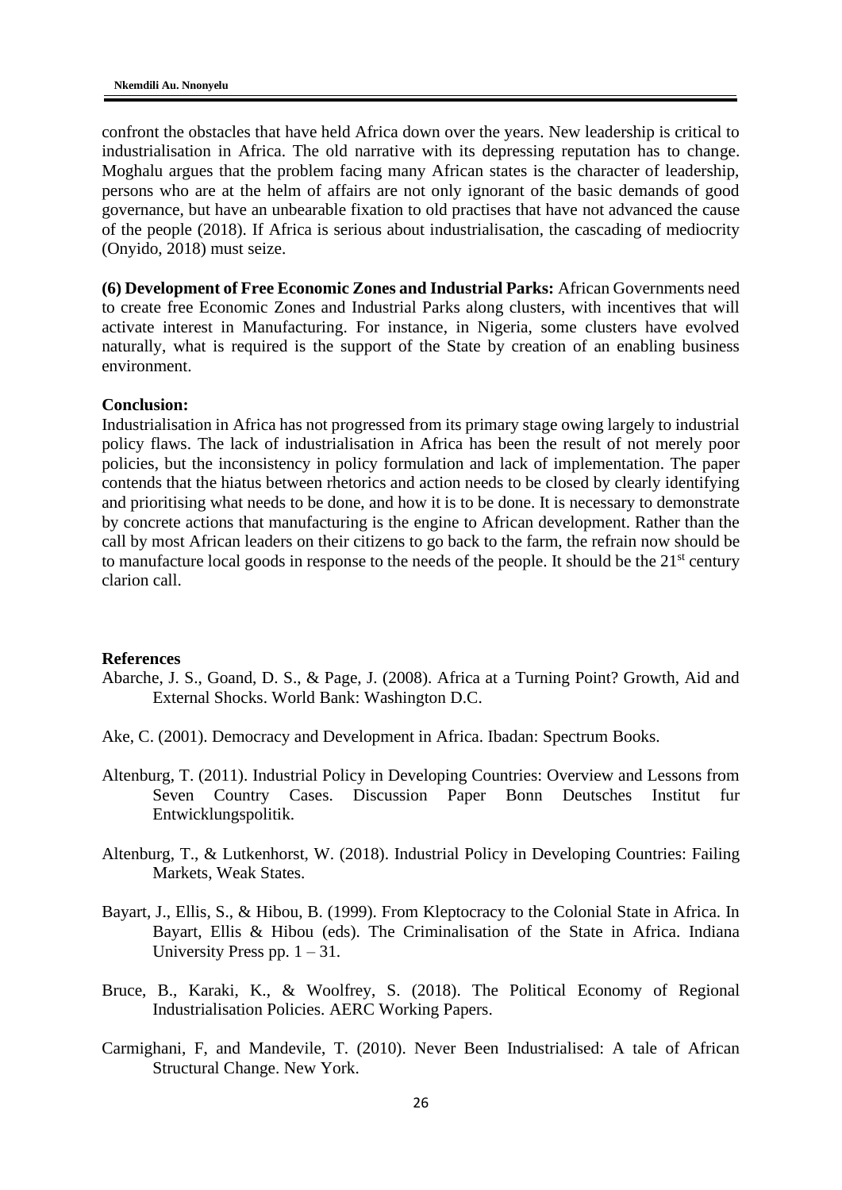confront the obstacles that have held Africa down over the years. New leadership is critical to industrialisation in Africa. The old narrative with its depressing reputation has to change. Moghalu argues that the problem facing many African states is the character of leadership, persons who are at the helm of affairs are not only ignorant of the basic demands of good governance, but have an unbearable fixation to old practises that have not advanced the cause of the people (2018). If Africa is serious about industrialisation, the cascading of mediocrity (Onyido, 2018) must seize.

**(6) Development of Free Economic Zones and Industrial Parks:** African Governments need to create free Economic Zones and Industrial Parks along clusters, with incentives that will activate interest in Manufacturing. For instance, in Nigeria, some clusters have evolved naturally, what is required is the support of the State by creation of an enabling business environment.

**Conclusion:**

Industrialisation in Africa has not progressed from its primary stage owing largely to industrial policy flaws. The lack of industrialisation in Africa has been the result of not merely poor policies, but the inconsistency in policy formulation and lack of implementation. The paper contends that the hiatus between rhetorics and action needs to be closed by clearly identifying and prioritising what needs to be done, and how it is to be done. It is necessary to demonstrate by concrete actions that manufacturing is the engine to African development. Rather than the call by most African leaders on their citizens to go back to the farm, the refrain now should be to manufacture local goods in response to the needs of the people. It should be the 21st century clarion call.

**References**

Abarche, J. S., Goand, D. S., & Page, J. (2008). Africa at a Turning Point? Growth, Aid and External Shocks. World Bank: Washington D.C.

Ake, C. (2001). Democracy and Development in Africa. Ibadan: Spectrum Books.

Altenburg, T. (2011). Industrial Policy in Developing Countries: Overview and Lessons from Seven Country Cases. Discussion Paper Bonn Deutsches Institut fur Entwicklungspolitik.

Altenburg, T., & Lutkenhorst, W. (2018). Industrial Policy in Developing Countries: Failing Markets, Weak States.

Bayart, J., Ellis, S., & Hibou, B. (1999). From Kleptocracy to the Colonial State in Africa. In Bayart, Ellis & Hibou (eds). The Criminalisation of the State in Africa. Indiana University Press pp. 1 – 31.

Bruce, B., Karaki, K., & Woolfrey, S. (2018). The Political Economy of Regional Industrialisation Policies. AERC Working Papers.

Carmighani, F, and Mandevile, T. (2010). Never Been Industrialised: A tale of African Structural Change. New York.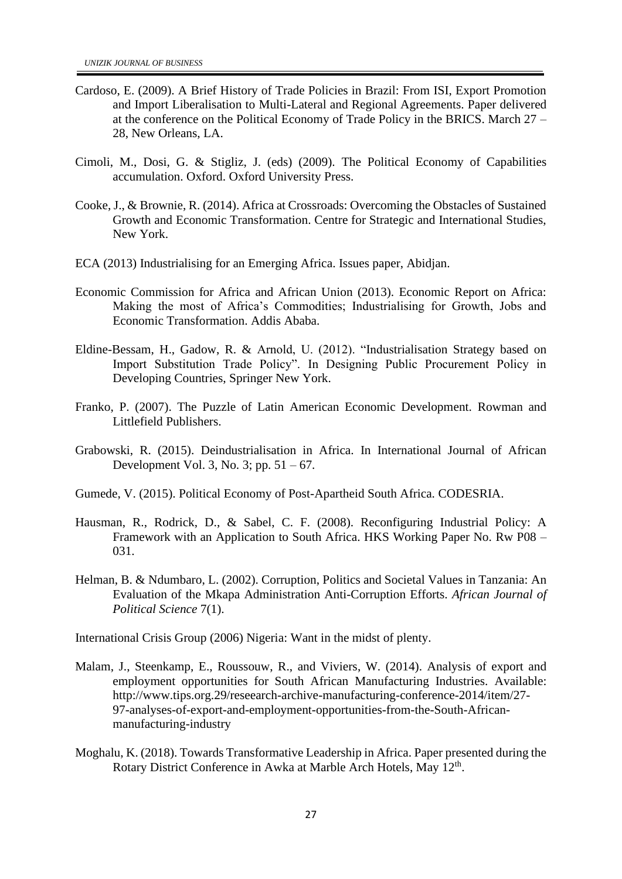Cardoso, E. (2009). A Brief History of Trade Policies in Brazil: From ISI, Export Promotion and Import Liberalisation to Multi-Lateral and Regional Agreements. Paper delivered at the conference on the Political Economy of Trade Policy in the BRICS. March 27 – 28, New Orleans, LA.

Cimoli, M., Dosi, G. & Stigliz, J. (eds) (2009). The Political Economy of Capabilities accumulation. Oxford. Oxford University Press.

Cooke, J., & Brownie, R. (2014). Africa at Crossroads: Overcoming the Obstacles of Sustained Growth and Economic Transformation. Centre for Strategic and International Studies, New York.

ECA (2013) Industrialising for an Emerging Africa. Issues paper, Abidjan.

Economic Commission for Africa and African Union (2013). Economic Report on Africa: Making the most of Africa's Commodities; Industrialising for Growth, Jobs and Economic Transformation. Addis Ababa.

Eldine-Bessam, H., Gadow, R. & Arnold, U. (2012). "Industrialisation Strategy based on Import Substitution Trade Policy". In Designing Public Procurement Policy in Developing Countries, Springer New York.

Franko, P. (2007). The Puzzle of Latin American Economic Development. Rowman and Littlefield Publishers.

Grabowski, R. (2015). Deindustrialisation in Africa. In International Journal of African Development Vol. 3, No. 3; pp. 51 – 67.

Gumede, V. (2015). Political Economy of Post-Apartheid South Africa. CODESRIA.

Hausman, R., Rodrick, D., & Sabel, C. F. (2008). Reconfiguring Industrial Policy: A Framework with an Application to South Africa. HKS Working Paper No. Rw P08 – 031.

Helman, B. & Ndumbaro, L. (2002). Corruption, Politics and Societal Values in Tanzania: An Evaluation of the Mkapa Administration Anti-Corruption Efforts. *African Journal of Political Science* 7(1).

International Crisis Group (2006) Nigeria: Want in the midst of plenty.

Malam, J., Steenkamp, E., Roussouw, R., and Viviers, W. (2014). Analysis of export and employment opportunities for South African Manufacturing Industries. Available: http://www.tips.org.29/reseearch-archive-manufacturing-conference-2014/item/27-97-analyses-of-export-and-employment-opportunities-from-the-South-African-manufacturing-industry

Moghalu, K. (2018). Towards Transformative Leadership in Africa. Paper presented during the Rotary District Conference in Awka at Marble Arch Hotels, May 12th.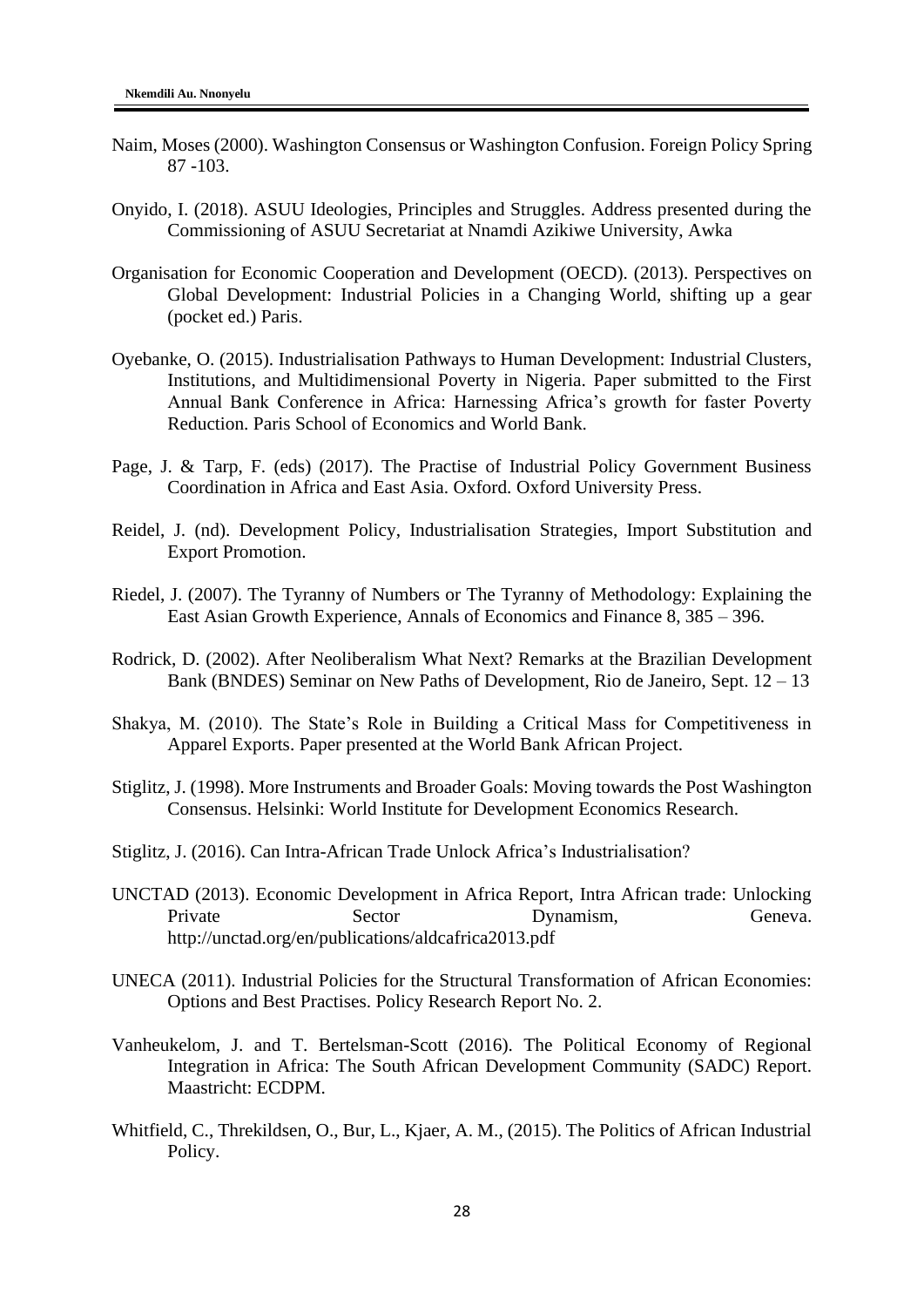Naim, Moses (2000). Washington Consensus or Washington Confusion. Foreign Policy Spring 87 -103.

Onyido, I. (2018). ASUU Ideologies, Principles and Struggles. Address presented during the Commissioning of ASUU Secretariat at Nnamdi Azikiwe University, Awka

Organisation for Economic Cooperation and Development (OECD). (2013). Perspectives on Global Development: Industrial Policies in a Changing World, shifting up a gear (pocket ed.) Paris.

Oyebanke, O. (2015). Industrialisation Pathways to Human Development: Industrial Clusters, Institutions, and Multidimensional Poverty in Nigeria. Paper submitted to the First Annual Bank Conference in Africa: Harnessing Africa's growth for faster Poverty Reduction. Paris School of Economics and World Bank.

Page, J. & Tarp, F. (eds) (2017). The Practise of Industrial Policy Government Business Coordination in Africa and East Asia. Oxford. Oxford University Press.

Reidel, J. (nd). Development Policy, Industrialisation Strategies, Import Substitution and Export Promotion.

Riedel, J. (2007). The Tyranny of Numbers or The Tyranny of Methodology: Explaining the East Asian Growth Experience, Annals of Economics and Finance 8, 385 – 396.

Rodrick, D. (2002). After Neoliberalism What Next? Remarks at the Brazilian Development Bank (BNDES) Seminar on New Paths of Development, Rio de Janeiro, Sept. 12 – 13

Shakya, M. (2010). The State's Role in Building a Critical Mass for Competitiveness in Apparel Exports. Paper presented at the World Bank African Project.

Stiglitz, J. (1998). More Instruments and Broader Goals: Moving towards the Post Washington Consensus. Helsinki: World Institute for Development Economics Research.

Stiglitz, J. (2016). Can Intra-African Trade Unlock Africa's Industrialisation?

UNCTAD (2013). Economic Development in Africa Report, Intra African trade: Unlocking Private Sector Dynamism, Geneva. http://unctad.org/en/publications/aldcafrica2013.pdf

UNECA (2011). Industrial Policies for the Structural Transformation of African Economies: Options and Best Practises. Policy Research Report No. 2.

Vanheukelom, J. and T. Bertelsman-Scott (2016). The Political Economy of Regional Integration in Africa: The South African Development Community (SADC) Report. Maastricht: ECDPM.

Whitfield, C., Threkildsen, O., Bur, L., Kjaer, A. M., (2015). The Politics of African Industrial Policy.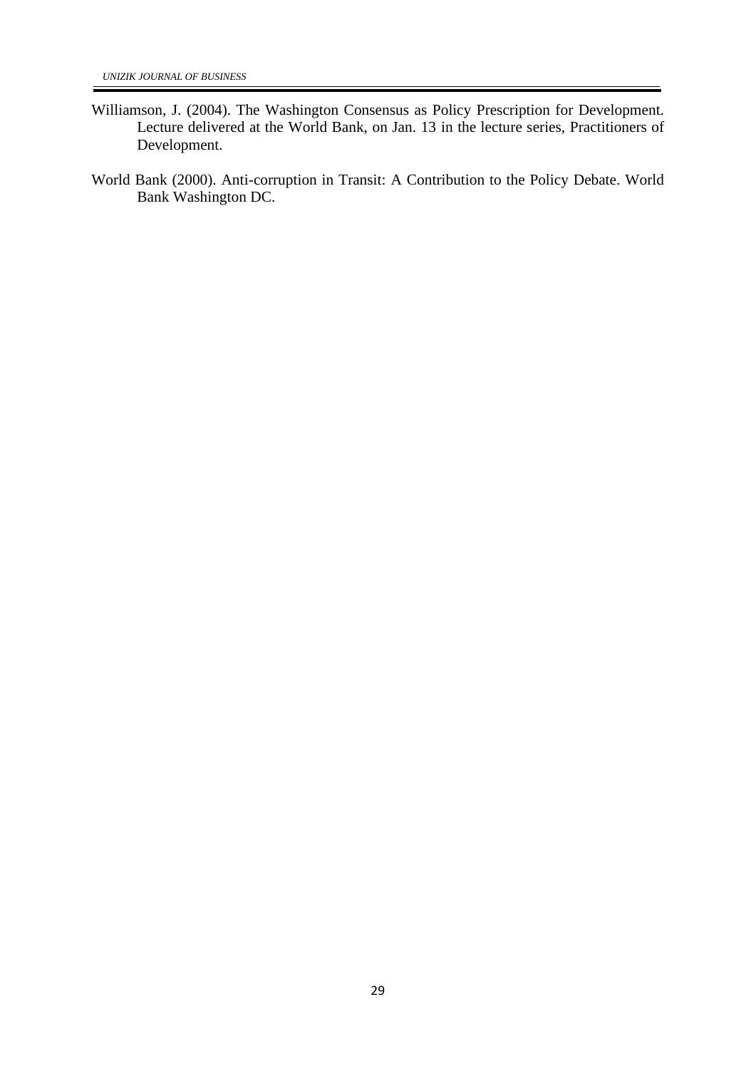Williamson, J. (2004). The Washington Consensus as Policy Prescription for Development. Lecture delivered at the World Bank, on Jan. 13 in the lecture series, Practitioners of Development.

World Bank (2000). Anti-corruption in Transit: A Contribution to the Policy Debate. World Bank Washington DC.